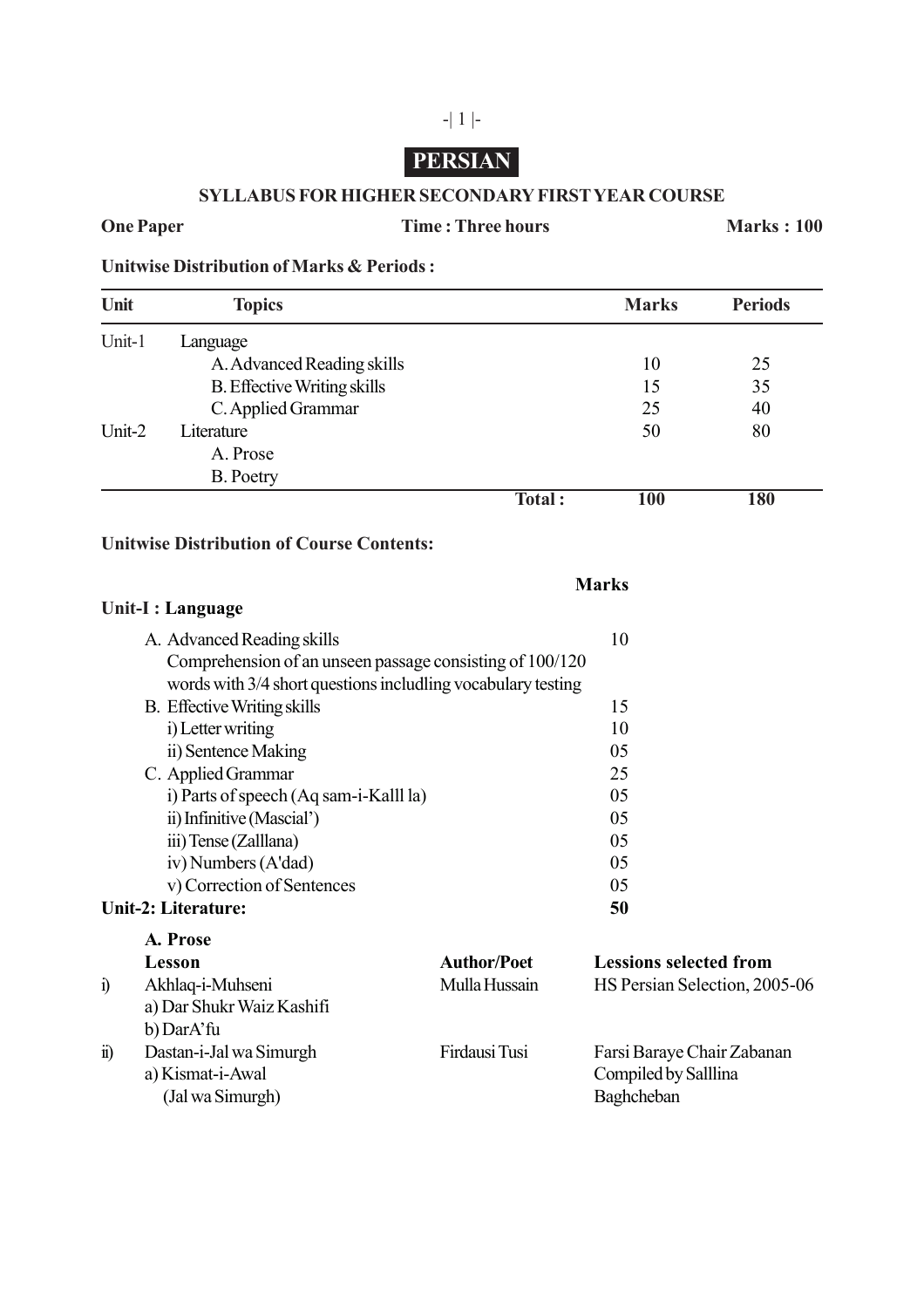# PERSIAN

## SYLLABUS FOR HIGHER SECONDARY FIRST YEAR COURSE

**One Paper** **Time : Three hours** **Marks : 100**

**Unitwise Distribution of Marks & Periods :**

| Unit | Topics | Marks | Periods |
|---|---|---|---|
| Unit-1 | Language | | |
| | A. Advanced Reading skills | 10 | 25 |
| | B. Effective Writing skills | 15 | 35 |
| | C. Applied Grammar | 25 | 40 |
| Unit-2 | Literature | 50 | 80 |
| | A. Prose | | |
| | B. Poetry | | |
| | **Total :** | **100** | **180** |

**Unitwise Distribution of Course Contents:**

| | Marks |
|---|---|
| **Unit-I : Language** | |
| A. Advanced Reading skills<br>Comprehension of an unseen passage consisting of 100/120 words with 3/4 short questions includling vocabulary testing | 10 |
| B. Effective Writing skills | 15 |
| i) Letter writing | 10 |
| ii) Sentence Making | 05 |
| C. Applied Grammar | 25 |
| i) Parts of speech (Aq sam-i-Kalll la) | 05 |
| ii) Infinitive (Mascial') | 05 |
| iii) Tense (Zalllana) | 05 |
| iv) Numbers (A'dad) | 05 |
| v) Correction of Sentences | 05 |
| **Unit-2: Literature:** | **50** |

**A. Prose**

| | Lesson | Author/Poet | Lessions selected from |
|---|---|---|---|
| i) | Akhlaq-i-Muhseni<br>a) Dar Shukr Waiz Kashifi<br>b) DarA'fu | Mulla Hussain | HS Persian Selection, 2005-06 |
| ii) | Dastan-i-Jal wa Simurgh<br>a) Kismat-i-Awal<br>(Jal wa Simurgh) | Firdausi Tusi | Farsi Baraye Chair Zabanan Compiled by Salllina Baghcheban |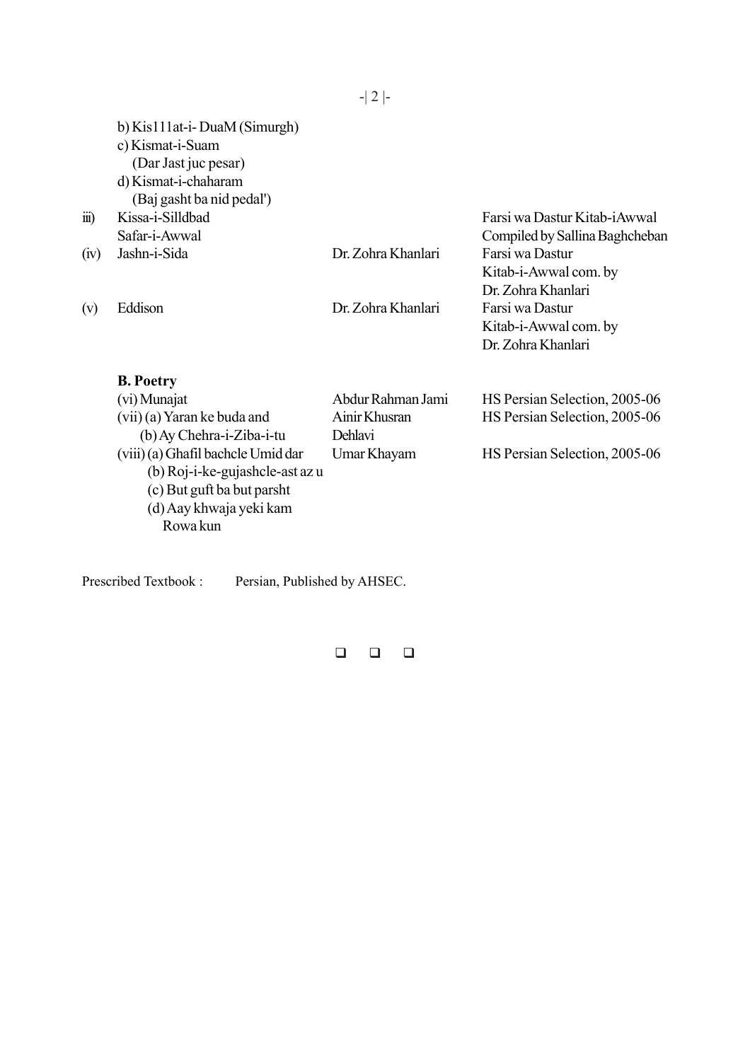|  |  |  |  |
|---|---|---|---|
|  | b) Kis111at-i- DuaM (Simurgh) |  |  |
|  | c) Kismat-i-Suam (Dar Jast juc pesar) |  |  |
|  | d) Kismat-i-chaharam (Baj gasht ba nid pedal') |  |  |
| iii) | Kissa-i-Silldbad Safar-i-Awwal |  | Farsi wa Dastur Kitab-iAwwal Compiled by Sallina Baghcheban |
| (iv) | Jashn-i-Sida | Dr. Zohra Khanlari | Farsi wa Dastur Kitab-i-Awwal com. by Dr. Zohra Khanlari |
| (v) | Eddison | Dr. Zohra Khanlari | Farsi wa Dastur Kitab-i-Awwal com. by Dr. Zohra Khanlari |

**B. Poetry**

|  |  |  |
|---|---|---|
| (vi) Munajat | Abdur Rahman Jami | HS Persian Selection, 2005-06 |
| (vii) (a) Yaran ke buda and (b) Ay Chehra-i-Ziba-i-tu | Ainir Khusran Dehlavi | HS Persian Selection, 2005-06 |
| (viii) (a) Ghafil bachcle Umid dar (b) Roj-i-ke-gujashcle-ast az u (c) But guft ba but parsht (d) Aay khwaja yeki kam Rowa kun | Umar Khayam | HS Persian Selection, 2005-06 |

Prescribed Textbook : Persian, Published by AHSEC.

❑ ❑ ❑